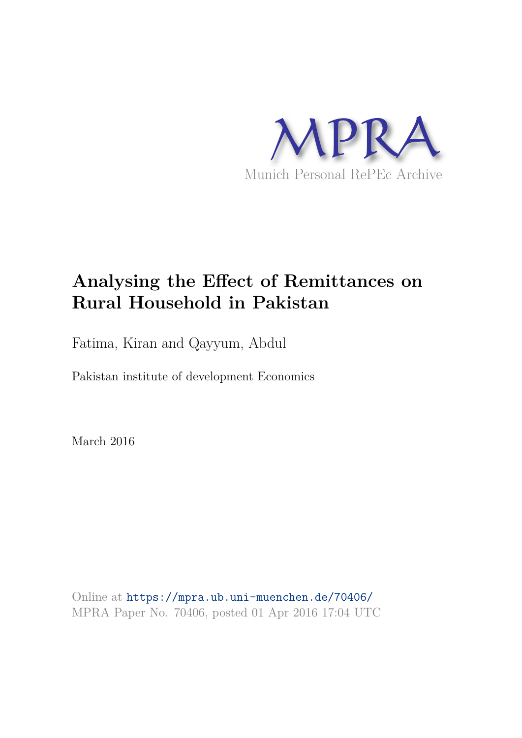MPRA

Munich Personal RePEc Archive

# Analysing the Effect of Remittances on Rural Household in Pakistan

Fatima, Kiran and Qayyum, Abdul

Pakistan institute of development Economics

March 2016

Online at https://mpra.ub.uni-muenchen.de/70406/
MPRA Paper No. 70406, posted 01 Apr 2016 17:04 UTC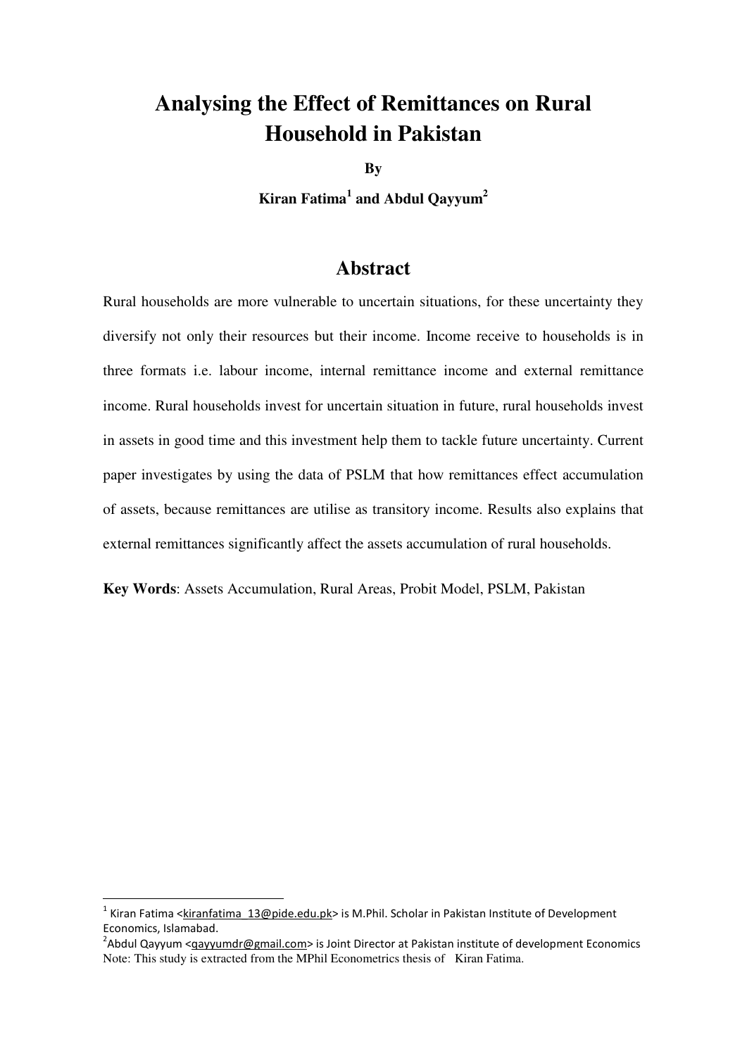# Analysing the Effect of Remittances on Rural Household in Pakistan

**By**

**Kiran Fatima[1] and Abdul Qayyum[2]**

## Abstract

Rural households are more vulnerable to uncertain situations, for these uncertainty they diversify not only their resources but their income. Income receive to households is in three formats i.e. labour income, internal remittance income and external remittance income. Rural households invest for uncertain situation in future, rural households invest in assets in good time and this investment help them to tackle future uncertainty. Current paper investigates by using the data of PSLM that how remittances effect accumulation of assets, because remittances are utilise as transitory income. Results also explains that external remittances significantly affect the assets accumulation of rural households.

**Key Words**: Assets Accumulation, Rural Areas, Probit Model, PSLM, Pakistan

---

[1] Kiran Fatima <kiranfatima_13@pide.edu.pk> is M.Phil. Scholar in Pakistan Institute of Development Economics, Islamabad.

[2] Abdul Qayyum <qayyumdr@gmail.com> is Joint Director at Pakistan institute of development Economics

Note: This study is extracted from the MPhil Econometrics thesis of Kiran Fatima.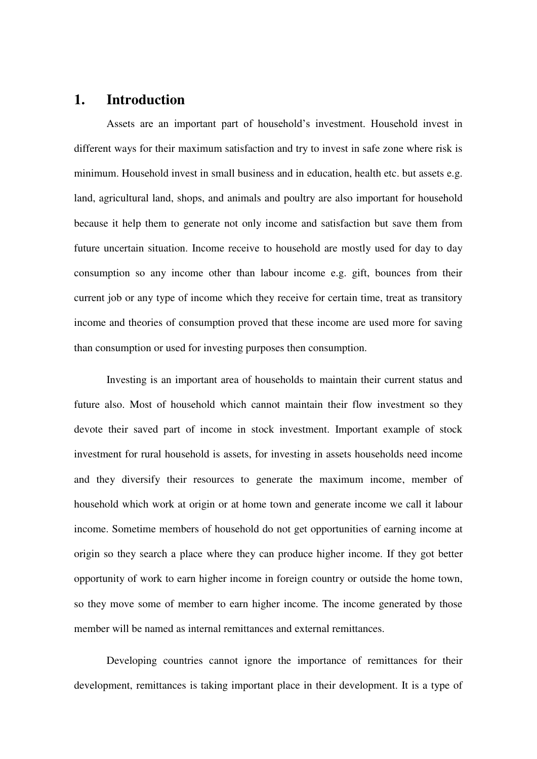# 1. Introduction

Assets are an important part of household's investment. Household invest in different ways for their maximum satisfaction and try to invest in safe zone where risk is minimum. Household invest in small business and in education, health etc. but assets e.g. land, agricultural land, shops, and animals and poultry are also important for household because it help them to generate not only income and satisfaction but save them from future uncertain situation. Income receive to household are mostly used for day to day consumption so any income other than labour income e.g. gift, bounces from their current job or any type of income which they receive for certain time, treat as transitory income and theories of consumption proved that these income are used more for saving than consumption or used for investing purposes then consumption.

Investing is an important area of households to maintain their current status and future also. Most of household which cannot maintain their flow investment so they devote their saved part of income in stock investment. Important example of stock investment for rural household is assets, for investing in assets households need income and they diversify their resources to generate the maximum income, member of household which work at origin or at home town and generate income we call it labour income. Sometime members of household do not get opportunities of earning income at origin so they search a place where they can produce higher income. If they got better opportunity of work to earn higher income in foreign country or outside the home town, so they move some of member to earn higher income. The income generated by those member will be named as internal remittances and external remittances.

Developing countries cannot ignore the importance of remittances for their development, remittances is taking important place in their development. It is a type of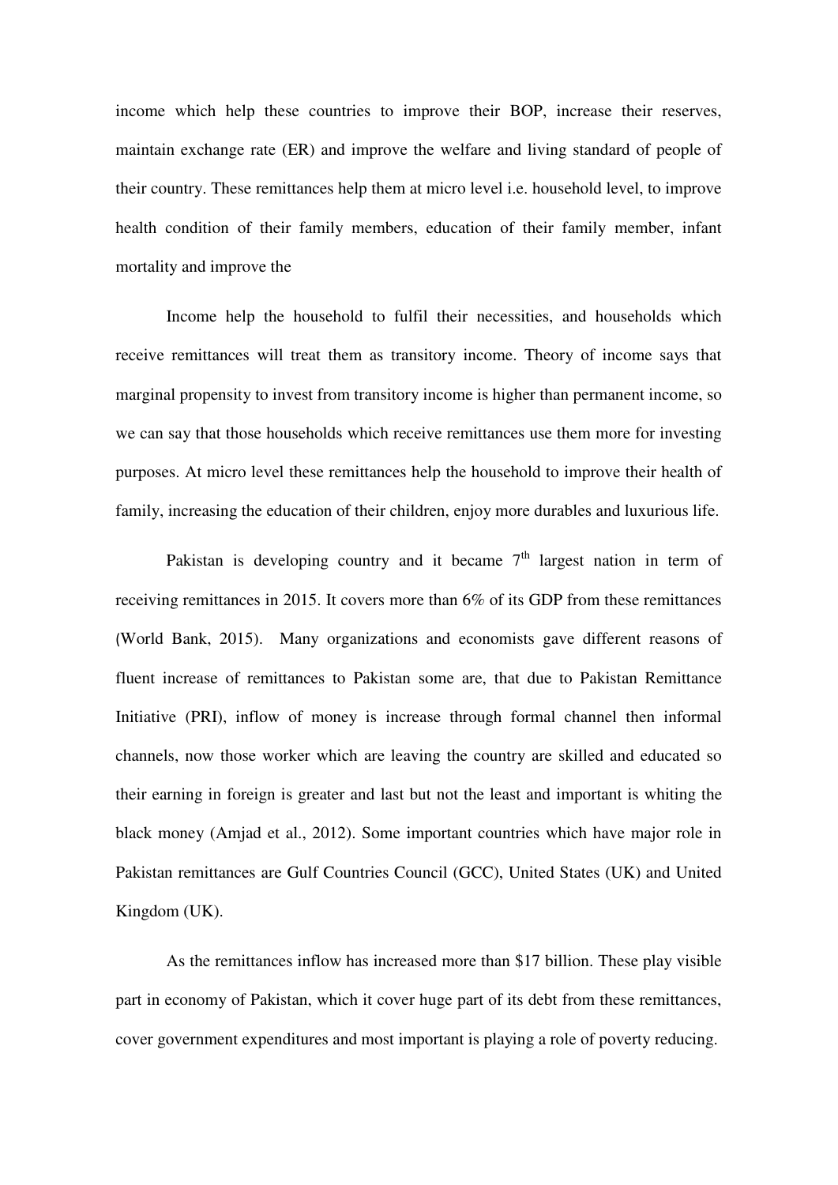income which help these countries to improve their BOP, increase their reserves, maintain exchange rate (ER) and improve the welfare and living standard of people of their country. These remittances help them at micro level i.e. household level, to improve health condition of their family members, education of their family member, infant mortality and improve the

Income help the household to fulfil their necessities, and households which receive remittances will treat them as transitory income. Theory of income says that marginal propensity to invest from transitory income is higher than permanent income, so we can say that those households which receive remittances use them more for investing purposes. At micro level these remittances help the household to improve their health of family, increasing the education of their children, enjoy more durables and luxurious life.

Pakistan is developing country and it became 7th largest nation in term of receiving remittances in 2015. It covers more than 6% of its GDP from these remittances (World Bank, 2015). Many organizations and economists gave different reasons of fluent increase of remittances to Pakistan some are, that due to Pakistan Remittance Initiative (PRI), inflow of money is increase through formal channel then informal channels, now those worker which are leaving the country are skilled and educated so their earning in foreign is greater and last but not the least and important is whiting the black money (Amjad et al., 2012). Some important countries which have major role in Pakistan remittances are Gulf Countries Council (GCC), United States (UK) and United Kingdom (UK).

As the remittances inflow has increased more than $17 billion. These play visible part in economy of Pakistan, which it cover huge part of its debt from these remittances, cover government expenditures and most important is playing a role of poverty reducing.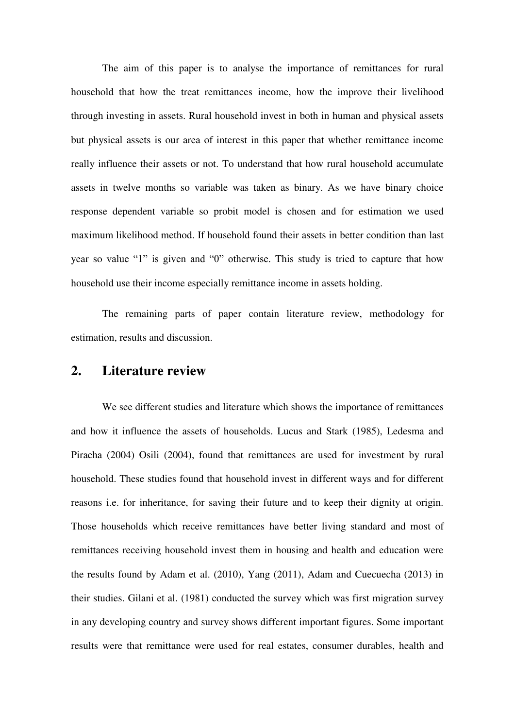The aim of this paper is to analyse the importance of remittances for rural household that how the treat remittances income, how the improve their livelihood through investing in assets. Rural household invest in both in human and physical assets but physical assets is our area of interest in this paper that whether remittance income really influence their assets or not. To understand that how rural household accumulate assets in twelve months so variable was taken as binary. As we have binary choice response dependent variable so probit model is chosen and for estimation we used maximum likelihood method. If household found their assets in better condition than last year so value "1" is given and "0" otherwise. This study is tried to capture that how household use their income especially remittance income in assets holding.

The remaining parts of paper contain literature review, methodology for estimation, results and discussion.

## 2. Literature review

We see different studies and literature which shows the importance of remittances and how it influence the assets of households. Lucus and Stark (1985), Ledesma and Piracha (2004) Osili (2004), found that remittances are used for investment by rural household. These studies found that household invest in different ways and for different reasons i.e. for inheritance, for saving their future and to keep their dignity at origin. Those households which receive remittances have better living standard and most of remittances receiving household invest them in housing and health and education were the results found by Adam et al. (2010), Yang (2011), Adam and Cuecuecha (2013) in their studies. Gilani et al. (1981) conducted the survey which was first migration survey in any developing country and survey shows different important figures. Some important results were that remittance were used for real estates, consumer durables, health and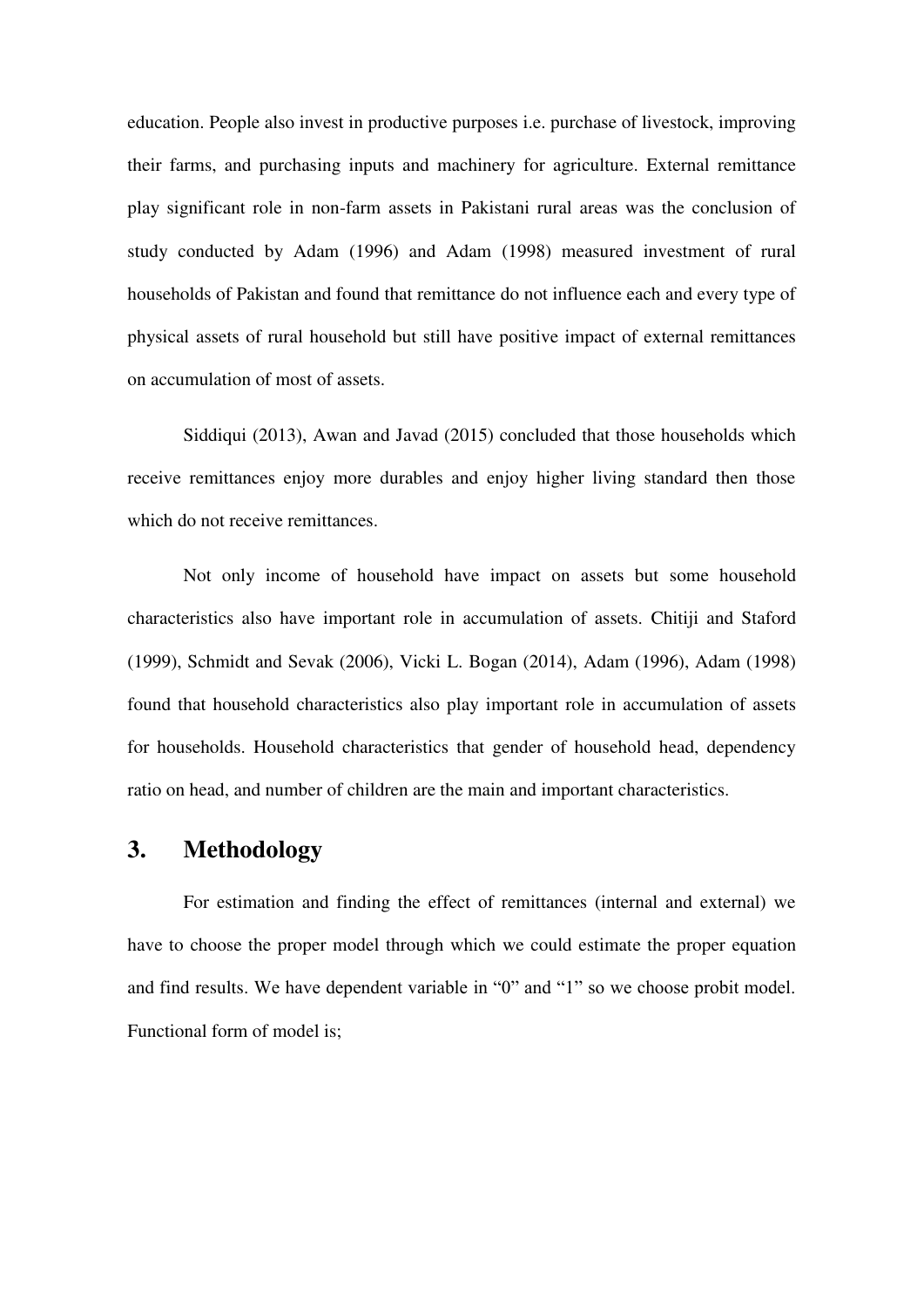education. People also invest in productive purposes i.e. purchase of livestock, improving their farms, and purchasing inputs and machinery for agriculture. External remittance play significant role in non-farm assets in Pakistani rural areas was the conclusion of study conducted by Adam (1996) and Adam (1998) measured investment of rural households of Pakistan and found that remittance do not influence each and every type of physical assets of rural household but still have positive impact of external remittances on accumulation of most of assets.

Siddiqui (2013), Awan and Javad (2015) concluded that those households which receive remittances enjoy more durables and enjoy higher living standard then those which do not receive remittances.

Not only income of household have impact on assets but some household characteristics also have important role in accumulation of assets. Chitiji and Staford (1999), Schmidt and Sevak (2006), Vicki L. Bogan (2014), Adam (1996), Adam (1998) found that household characteristics also play important role in accumulation of assets for households. Household characteristics that gender of household head, dependency ratio on head, and number of children are the main and important characteristics.

## 3. Methodology

For estimation and finding the effect of remittances (internal and external) we have to choose the proper model through which we could estimate the proper equation and find results. We have dependent variable in "0" and "1" so we choose probit model. Functional form of model is;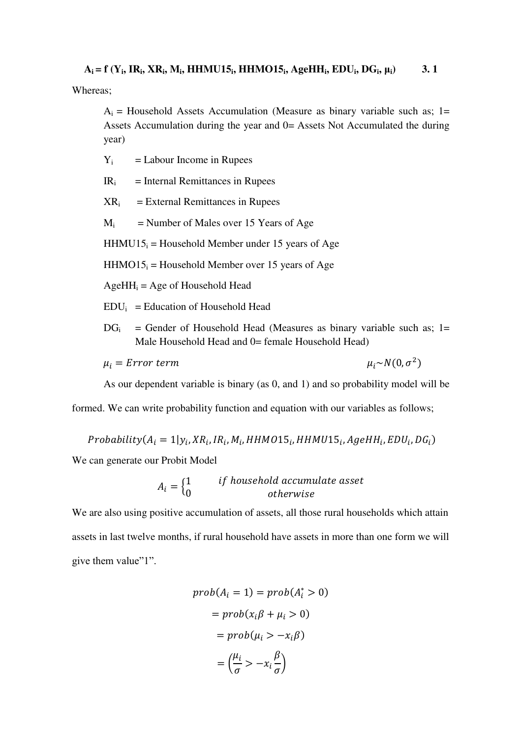**$A_i = f(Y_i, IR_i, XR_i, M_i, HHMU15_i, HHMO15_i, AgeHH_i, EDU_i, DG_i, \mu_i)$ 3. 1**

Whereas;

$A_i$ = Household Assets Accumulation (Measure as binary variable such as; 1= Assets Accumulation during the year and 0= Assets Not Accumulated the during year)

$Y_i$ = Labour Income in Rupees

$IR_i$ = Internal Remittances in Rupees

$XR_i$ = External Remittances in Rupees

$M_i$ = Number of Males over 15 Years of Age

$HHMU15_i$ = Household Member under 15 years of Age

$HHMO15_i$ = Household Member over 15 years of Age

$AgeHH_i$ = Age of Household Head

$EDU_i$ = Education of Household Head

$DG_i$ = Gender of Household Head (Measures as binary variable such as; 1= Male Household Head and 0= female Household Head)

$\mu_i = Error\ term$ $\mu_i \sim N(0, \sigma^2)$

As our dependent variable is binary (as 0, and 1) and so probability model will be formed. We can write probability function and equation with our variables as follows;

$$Probability(A_i = 1 | y_i, XR_i, IR_i, M_i, HHMO15_i, HHMU15_i, AgeHH_i, EDU_i, DG_i)$$

We can generate our Probit Model

$$A_i = \begin{cases} 1 & if\ household\ accumulate\ asset \\ 0 & otherwise \end{cases}$$

We are also using positive accumulation of assets, all those rural households which attain assets in last twelve months, if rural household have assets in more than one form we will give them value"1".

$$prob(A_i = 1) = prob(A_i^* > 0)$$

$$= prob(x_i\beta + \mu_i > 0)$$

$$= prob(\mu_i > -x_i\beta)$$

$$= \left(\frac{\mu_i}{\sigma} > -x_i\frac{\beta}{\sigma}\right)$$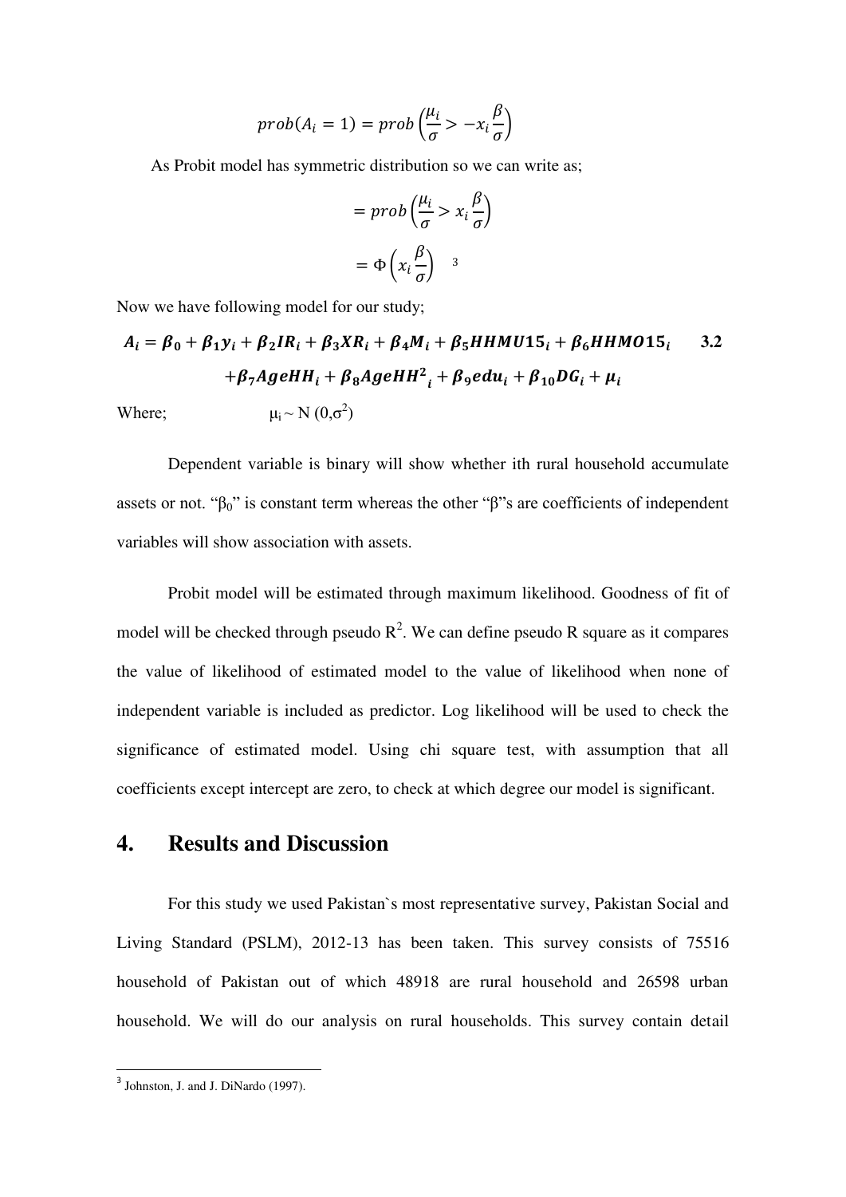$$prob(A_i = 1) = prob\left(\frac{\mu_i}{\sigma} > -x_i \frac{\beta}{\sigma}\right)$$

As Probit model has symmetric distribution so we can write as;

$$= prob\left(\frac{\mu_i}{\sigma} > x_i \frac{\beta}{\sigma}\right)$$

$$= \Phi\left(x_i \frac{\beta}{\sigma}\right)$$ [3]

Now we have following model for our study;

$$\boldsymbol{A_i = \beta_0 + \beta_1 y_i + \beta_2 IR_i + \beta_3 XR_i + \beta_4 M_i + \beta_5 HHMU15_i + \beta_6 HHMO15_i + \beta_7 AgeHH_i + \beta_8 AgeHH^2{}_i + \beta_9 edu_i + \beta_{10} DG_i + \mu_i} \quad \textbf{3.2}$$

Where; $\mu_i \sim N(0,\sigma^2)$

Dependent variable is binary will show whether ith rural household accumulate assets or not. "$\beta_0$" is constant term whereas the other "β"s are coefficients of independent variables will show association with assets.

Probit model will be estimated through maximum likelihood. Goodness of fit of model will be checked through pseudo $R^2$. We can define pseudo R square as it compares the value of likelihood of estimated model to the value of likelihood when none of independent variable is included as predictor. Log likelihood will be used to check the significance of estimated model. Using chi square test, with assumption that all coefficients except intercept are zero, to check at which degree our model is significant.

## 4. Results and Discussion

For this study we used Pakistan`s most representative survey, Pakistan Social and Living Standard (PSLM), 2012-13 has been taken. This survey consists of 75516 household of Pakistan out of which 48918 are rural household and 26598 urban household. We will do our analysis on rural households. This survey contain detail

[3] Johnston, J. and J. DiNardo (1997).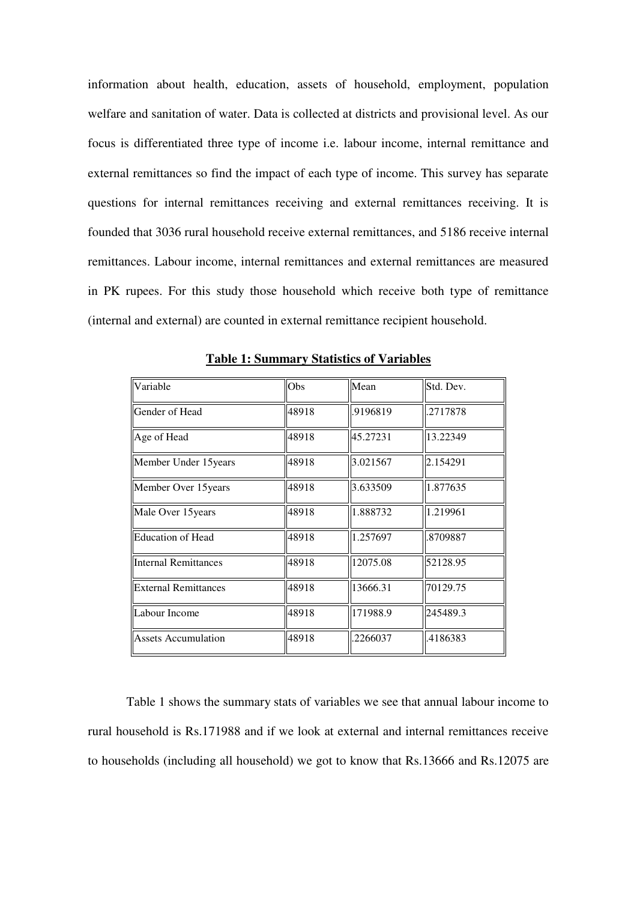information about health, education, assets of household, employment, population welfare and sanitation of water. Data is collected at districts and provisional level. As our focus is differentiated three type of income i.e. labour income, internal remittance and external remittances so find the impact of each type of income. This survey has separate questions for internal remittances receiving and external remittances receiving. It is founded that 3036 rural household receive external remittances, and 5186 receive internal remittances. Labour income, internal remittances and external remittances are measured in PK rupees. For this study those household which receive both type of remittance (internal and external) are counted in external remittance recipient household.

**Table 1: Summary Statistics of Variables**

| Variable | Obs | Mean | Std. Dev. |
|---|---|---|---|
| Gender of Head | 48918 | .9196819 | .2717878 |
| Age of Head | 48918 | 45.27231 | 13.22349 |
| Member Under 15years | 48918 | 3.021567 | 2.154291 |
| Member Over 15years | 48918 | 3.633509 | 1.877635 |
| Male Over 15years | 48918 | 1.888732 | 1.219961 |
| Education of Head | 48918 | 1.257697 | .8709887 |
| Internal Remittances | 48918 | 12075.08 | 52128.95 |
| External Remittances | 48918 | 13666.31 | 70129.75 |
| Labour Income | 48918 | 171988.9 | 245489.3 |
| Assets Accumulation | 48918 | .2266037 | .4186383 |

Table 1 shows the summary stats of variables we see that annual labour income to rural household is Rs.171988 and if we look at external and internal remittances receive to households (including all household) we got to know that Rs.13666 and Rs.12075 are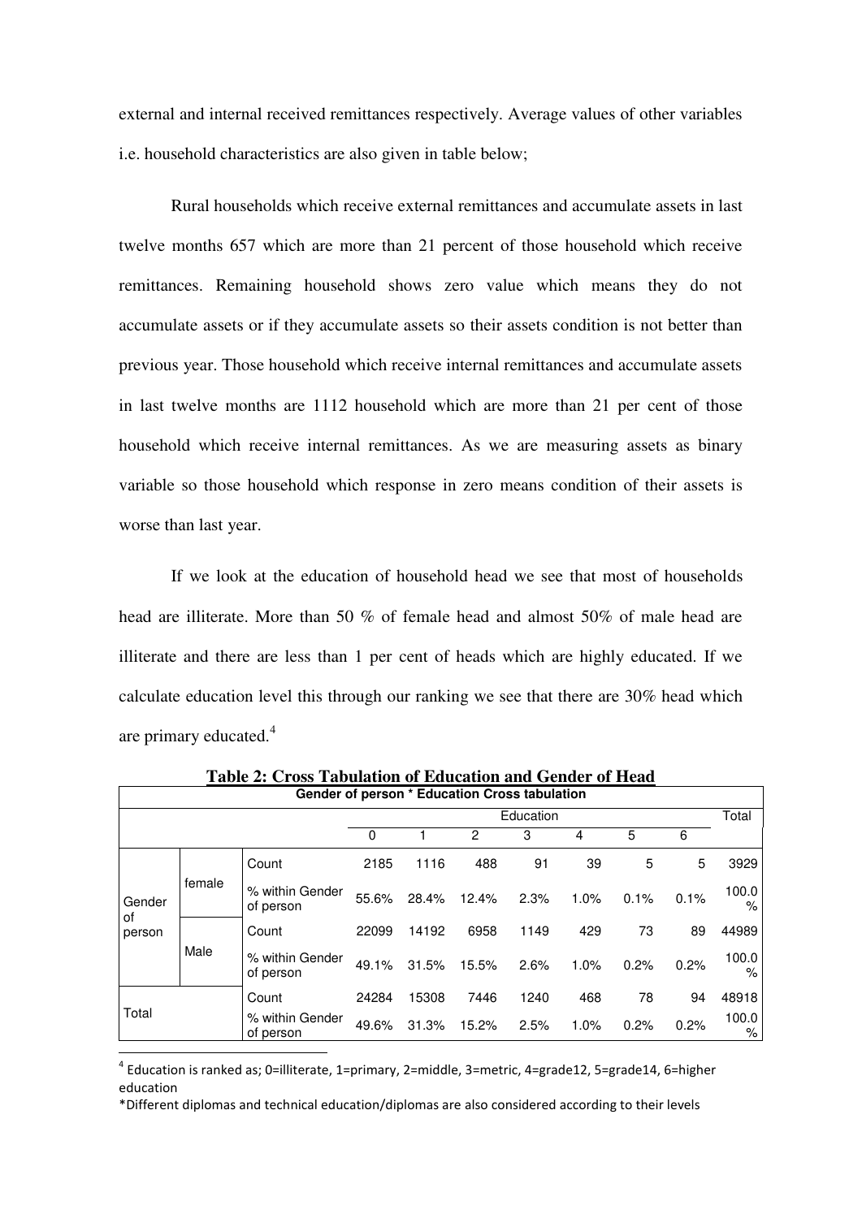external and internal received remittances respectively. Average values of other variables i.e. household characteristics are also given in table below;

Rural households which receive external remittances and accumulate assets in last twelve months 657 which are more than 21 percent of those household which receive remittances. Remaining household shows zero value which means they do not accumulate assets or if they accumulate assets so their assets condition is not better than previous year. Those household which receive internal remittances and accumulate assets in last twelve months are 1112 household which are more than 21 per cent of those household which receive internal remittances. As we are measuring assets as binary variable so those household which response in zero means condition of their assets is worse than last year.

If we look at the education of household head we see that most of households head are illiterate. More than 50 % of female head and almost 50% of male head are illiterate and there are less than 1 per cent of heads which are highly educated. If we calculate education level this through our ranking we see that there are 30% head which are primary educated.[4]

**Table 2: Cross Tabulation of Education and Gender of Head**

**Gender of person * Education Cross tabulation**

| | | | Education | | | | | | | Total |
|---|---|---|---|---|---|---|---|---|---|---|
| | | | 0 | 1 | 2 | 3 | 4 | 5 | 6 | |
| Gender of person | female | Count | 2185 | 1116 | 488 | 91 | 39 | 5 | 5 | 3929 |
| | | % within Gender of person | 55.6% | 28.4% | 12.4% | 2.3% | 1.0% | 0.1% | 0.1% | 100.0% |
| | Male | Count | 22099 | 14192 | 6958 | 1149 | 429 | 73 | 89 | 44989 |
| | | % within Gender of person | 49.1% | 31.5% | 15.5% | 2.6% | 1.0% | 0.2% | 0.2% | 100.0% |
| Total | | Count | 24284 | 15308 | 7446 | 1240 | 468 | 78 | 94 | 48918 |
| | | % within Gender of person | 49.6% | 31.3% | 15.2% | 2.5% | 1.0% | 0.2% | 0.2% | 100.0% |

[4] Education is ranked as; 0=illiterate, 1=primary, 2=middle, 3=metric, 4=grade12, 5=grade14, 6=higher education

*Different diplomas and technical education/diplomas are also considered according to their levels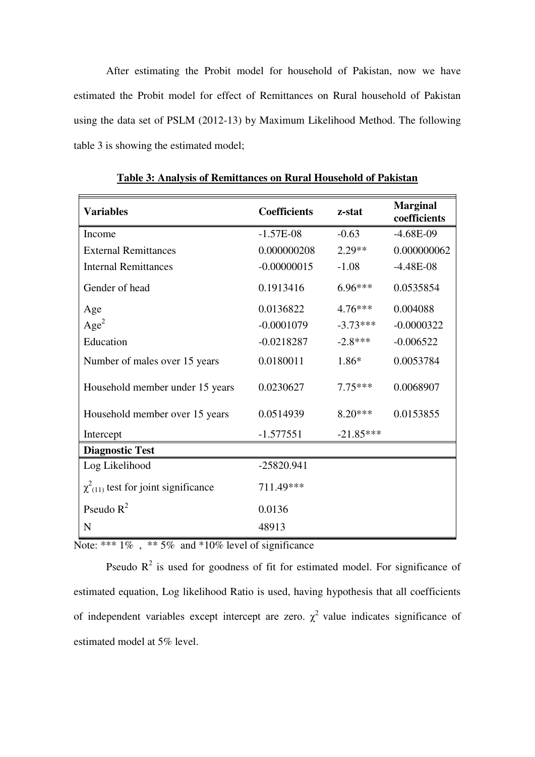After estimating the Probit model for household of Pakistan, now we have estimated the Probit model for effect of Remittances on Rural household of Pakistan using the data set of PSLM (2012-13) by Maximum Likelihood Method. The following table 3 is showing the estimated model;

**Table 3: Analysis of Remittances on Rural Household of Pakistan**

| Variables | Coefficients | z-stat | Marginal coefficients |
|---|---|---|---|
| Income | -1.57E-08 | -0.63 | -4.68E-09 |
| External Remittances | 0.000000208 | 2.29** | 0.000000062 |
| Internal Remittances | -0.00000015 | -1.08 | -4.48E-08 |
| Gender of head | 0.1913416 | 6.96*** | 0.0535854 |
| Age | 0.0136822 | 4.76*** | 0.004088 |
| $Age^2$ | -0.0001079 | -3.73*** | -0.0000322 |
| Education | -0.0218287 | -2.8*** | -0.006522 |
| Number of males over 15 years | 0.0180011 | 1.86* | 0.0053784 |
| Household member under 15 years | 0.0230627 | 7.75*** | 0.0068907 |
| Household member over 15 years | 0.0514939 | 8.20*** | 0.0153855 |
| Intercept | -1.577551 | -21.85*** | |
| **Diagnostic Test** | | | |
| Log Likelihood | -25820.941 | | |
| $\chi^2_{(11)}$ test for joint significance | 711.49*** | | |
| Pseudo $R^2$ | 0.0136 | | |
| N | 48913 | | |

Note: *** 1% , ** 5% and *10% level of significance

Pseudo $R^2$ is used for goodness of fit for estimated model. For significance of estimated equation, Log likelihood Ratio is used, having hypothesis that all coefficients of independent variables except intercept are zero. $\chi^2$ value indicates significance of estimated model at 5% level.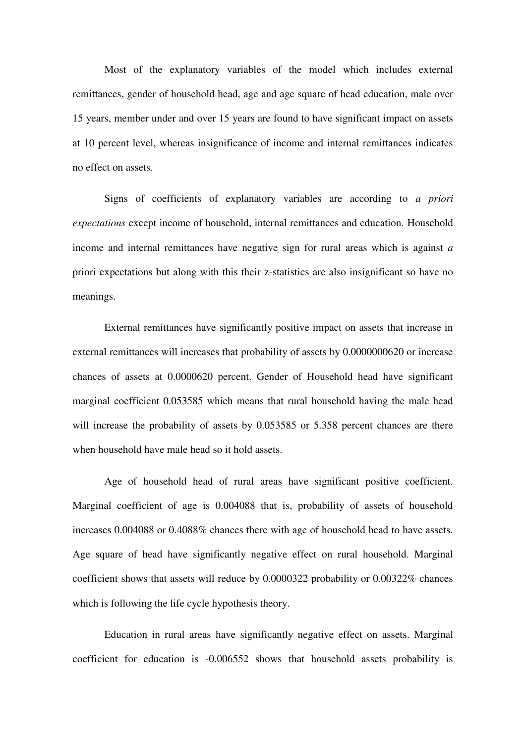Most of the explanatory variables of the model which includes external remittances, gender of household head, age and age square of head education, male over 15 years, member under and over 15 years are found to have significant impact on assets at 10 percent level, whereas insignificance of income and internal remittances indicates no effect on assets.

Signs of coefficients of explanatory variables are according to *a priori expectations* except income of household, internal remittances and education. Household income and internal remittances have negative sign for rural areas which is against *a* priori expectations but along with this their z-statistics are also insignificant so have no meanings.

External remittances have significantly positive impact on assets that increase in external remittances will increases that probability of assets by 0.0000000620 or increase chances of assets at 0.0000620 percent. Gender of Household head have significant marginal coefficient 0.053585 which means that rural household having the male head will increase the probability of assets by 0.053585 or 5.358 percent chances are there when household have male head so it hold assets.

Age of household head of rural areas have significant positive coefficient. Marginal coefficient of age is 0.004088 that is, probability of assets of household increases 0.004088 or 0.4088% chances there with age of household head to have assets. Age square of head have significantly negative effect on rural household. Marginal coefficient shows that assets will reduce by 0.0000322 probability or 0.00322% chances which is following the life cycle hypothesis theory.

Education in rural areas have significantly negative effect on assets. Marginal coefficient for education is -0.006552 shows that household assets probability is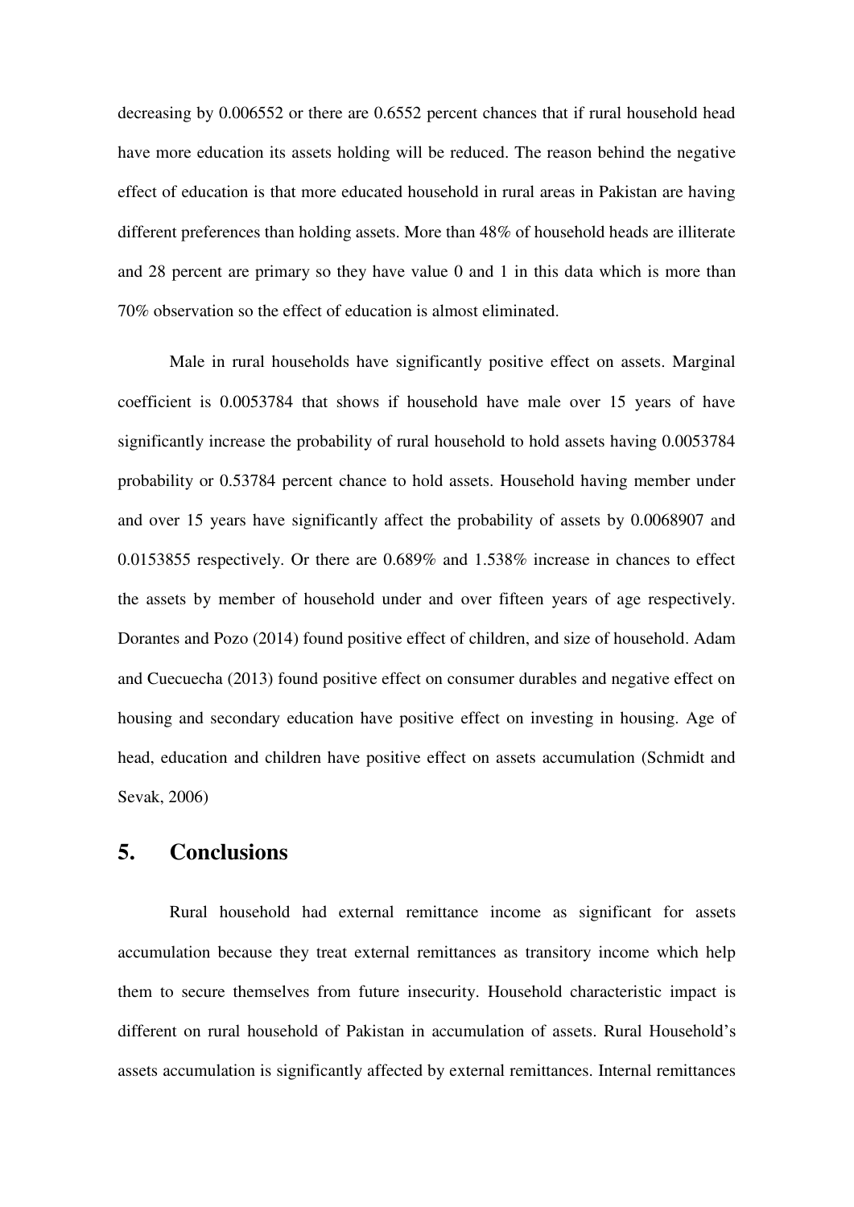decreasing by 0.006552 or there are 0.6552 percent chances that if rural household head have more education its assets holding will be reduced. The reason behind the negative effect of education is that more educated household in rural areas in Pakistan are having different preferences than holding assets. More than 48% of household heads are illiterate and 28 percent are primary so they have value 0 and 1 in this data which is more than 70% observation so the effect of education is almost eliminated.

Male in rural households have significantly positive effect on assets. Marginal coefficient is 0.0053784 that shows if household have male over 15 years of have significantly increase the probability of rural household to hold assets having 0.0053784 probability or 0.53784 percent chance to hold assets. Household having member under and over 15 years have significantly affect the probability of assets by 0.0068907 and 0.0153855 respectively. Or there are 0.689% and 1.538% increase in chances to effect the assets by member of household under and over fifteen years of age respectively. Dorantes and Pozo (2014) found positive effect of children, and size of household. Adam and Cuecuecha (2013) found positive effect on consumer durables and negative effect on housing and secondary education have positive effect on investing in housing. Age of head, education and children have positive effect on assets accumulation (Schmidt and Sevak, 2006)

## 5. Conclusions

Rural household had external remittance income as significant for assets accumulation because they treat external remittances as transitory income which help them to secure themselves from future insecurity. Household characteristic impact is different on rural household of Pakistan in accumulation of assets. Rural Household's assets accumulation is significantly affected by external remittances. Internal remittances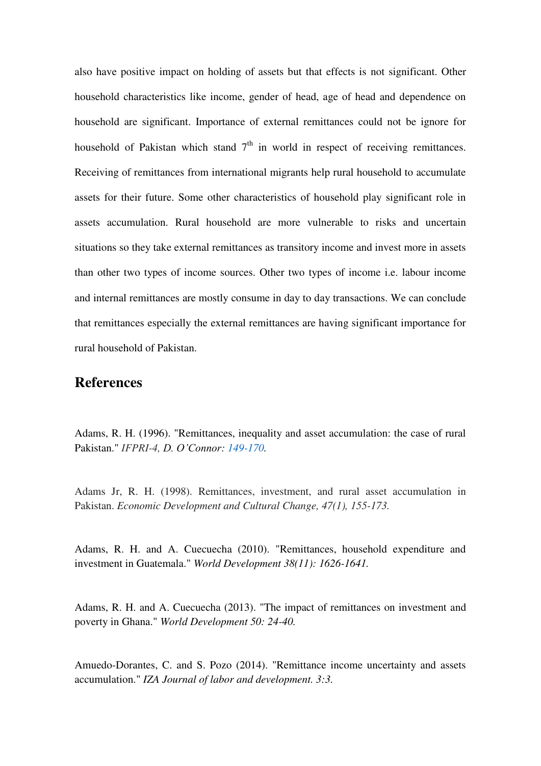also have positive impact on holding of assets but that effects is not significant. Other household characteristics like income, gender of head, age of head and dependence on household are significant. Importance of external remittances could not be ignore for household of Pakistan which stand 7th in world in respect of receiving remittances. Receiving of remittances from international migrants help rural household to accumulate assets for their future. Some other characteristics of household play significant role in assets accumulation. Rural household are more vulnerable to risks and uncertain situations so they take external remittances as transitory income and invest more in assets than other two types of income sources. Other two types of income i.e. labour income and internal remittances are mostly consume in day to day transactions. We can conclude that remittances especially the external remittances are having significant importance for rural household of Pakistan.

## References

Adams, R. H. (1996). "Remittances, inequality and asset accumulation: the case of rural Pakistan." *IFPRI-4, D. O'Connor: 149-170.*

Adams Jr, R. H. (1998). Remittances, investment, and rural asset accumulation in Pakistan. *Economic Development and Cultural Change, 47(1), 155-173.*

Adams, R. H. and A. Cuecuecha (2010). "Remittances, household expenditure and investment in Guatemala." *World Development 38(11): 1626-1641.*

Adams, R. H. and A. Cuecuecha (2013). "The impact of remittances on investment and poverty in Ghana." *World Development 50: 24-40.*

Amuedo-Dorantes, C. and S. Pozo (2014). "Remittance income uncertainty and assets accumulation." *IZA Journal of labor and development. 3:3.*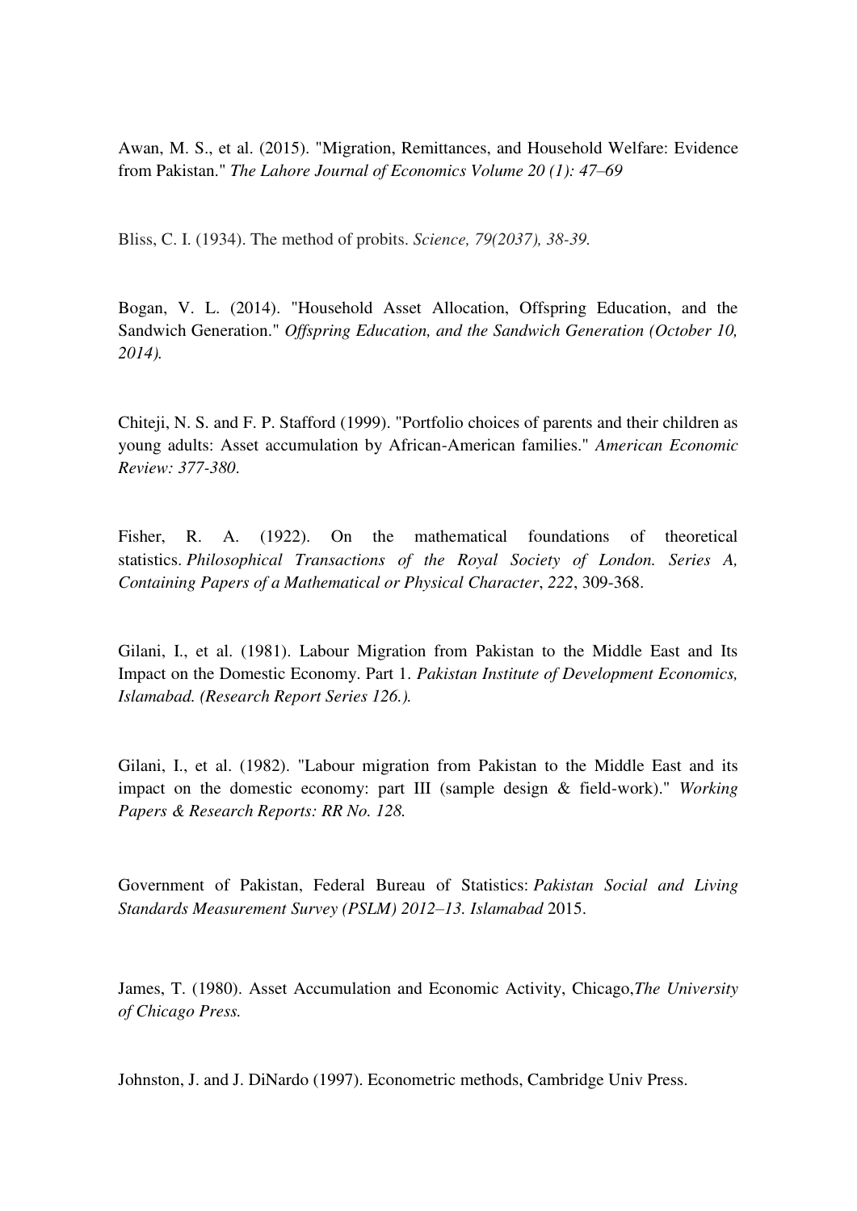Awan, M. S., et al. (2015). "Migration, Remittances, and Household Welfare: Evidence from Pakistan." *The Lahore Journal of Economics Volume 20 (1): 47–69*

Bliss, C. I. (1934). The method of probits. *Science, 79(2037), 38-39.*

Bogan, V. L. (2014). "Household Asset Allocation, Offspring Education, and the Sandwich Generation." *Offspring Education, and the Sandwich Generation (October 10, 2014).*

Chiteji, N. S. and F. P. Stafford (1999). "Portfolio choices of parents and their children as young adults: Asset accumulation by African-American families." *American Economic Review: 377-380*.

Fisher, R. A. (1922). On the mathematical foundations of theoretical statistics. *Philosophical Transactions of the Royal Society of London. Series A, Containing Papers of a Mathematical or Physical Character*, *222*, 309-368.

Gilani, I., et al. (1981). Labour Migration from Pakistan to the Middle East and Its Impact on the Domestic Economy. Part 1. *Pakistan Institute of Development Economics, Islamabad. (Research Report Series 126.).*

Gilani, I., et al. (1982). "Labour migration from Pakistan to the Middle East and its impact on the domestic economy: part III (sample design & field-work)." *Working Papers & Research Reports: RR No. 128.*

Government of Pakistan, Federal Bureau of Statistics: *Pakistan Social and Living Standards Measurement Survey (PSLM) 2012–13. Islamabad* 2015.

James, T. (1980). Asset Accumulation and Economic Activity, Chicago,*The University of Chicago Press.*

Johnston, J. and J. DiNardo (1997). Econometric methods, Cambridge Univ Press.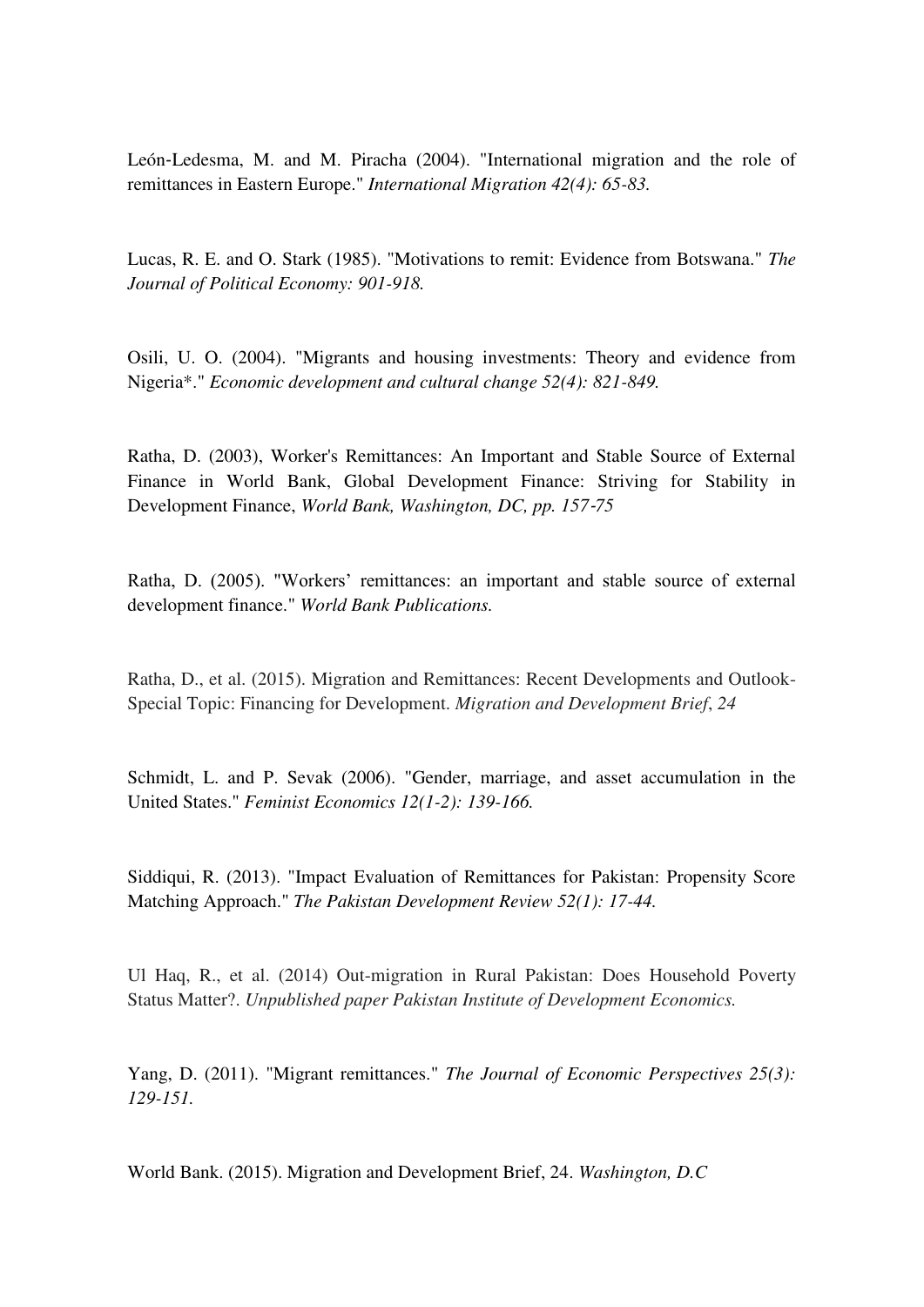León-Ledesma, M. and M. Piracha (2004). "International migration and the role of remittances in Eastern Europe." *International Migration 42(4): 65-83.*

Lucas, R. E. and O. Stark (1985). "Motivations to remit: Evidence from Botswana." *The Journal of Political Economy: 901-918.*

Osili, U. O. (2004). "Migrants and housing investments: Theory and evidence from Nigeria*." *Economic development and cultural change 52(4): 821-849.*

Ratha, D. (2003), Worker's Remittances: An Important and Stable Source of External Finance in World Bank, Global Development Finance: Striving for Stability in Development Finance, *World Bank, Washington, DC, pp. 157-75*

Ratha, D. (2005). "Workers' remittances: an important and stable source of external development finance." *World Bank Publications.*

Ratha, D., et al. (2015). Migration and Remittances: Recent Developments and Outlook-Special Topic: Financing for Development. *Migration and Development Brief*, *24*

Schmidt, L. and P. Sevak (2006). "Gender, marriage, and asset accumulation in the United States." *Feminist Economics 12(1-2): 139-166.*

Siddiqui, R. (2013). "Impact Evaluation of Remittances for Pakistan: Propensity Score Matching Approach." *The Pakistan Development Review 52(1): 17-44.*

Ul Haq, R., et al. (2014) Out-migration in Rural Pakistan: Does Household Poverty Status Matter?. *Unpublished paper Pakistan Institute of Development Economics.*

Yang, D. (2011). "Migrant remittances." *The Journal of Economic Perspectives 25(3): 129-151.*

World Bank. (2015). Migration and Development Brief, 24. *Washington, D.C*